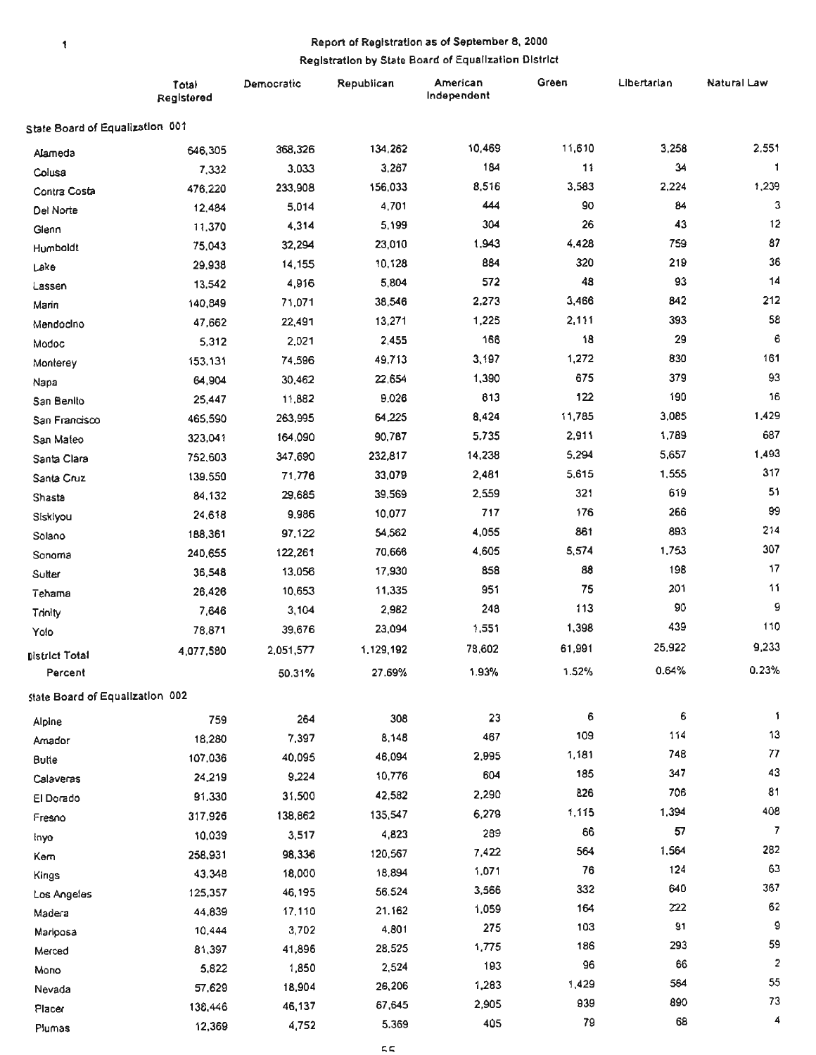## Report of Registration as of September 8, 2000

### Registration by State Board of Equalization District

| | Total Registered | Democratic | Republican | American Independent | Green | Libertarian | Natural Law |
|---|---|---|---|---|---|---|---|
| **State Board of Equalization 001** | | | | | | | |
| Alameda | 646,305 | 368,326 | 134,262 | 10,469 | 11,610 | 3,258 | 2,551 |
| Colusa | 7,332 | 3,033 | 3,267 | 184 | 11 | 34 | 1 |
| Contra Costa | 476,220 | 233,908 | 156,033 | 8,516 | 3,583 | 2,224 | 1,239 |
| Del Norte | 12,484 | 5,014 | 4,701 | 444 | 90 | 84 | 3 |
| Glenn | 11,370 | 4,314 | 5,199 | 304 | 26 | 43 | 12 |
| Humboldt | 75,043 | 32,294 | 23,010 | 1,943 | 4,428 | 759 | 87 |
| Lake | 29,938 | 14,155 | 10,128 | 884 | 320 | 219 | 36 |
| Lassen | 13,542 | 4,916 | 5,804 | 572 | 48 | 93 | 14 |
| Marin | 140,849 | 71,071 | 38,546 | 2,273 | 3,466 | 842 | 212 |
| Mendocino | 47,662 | 22,491 | 13,271 | 1,225 | 2,111 | 393 | 58 |
| Modoc | 5,312 | 2,021 | 2,455 | 166 | 18 | 29 | 6 |
| Monterey | 153,131 | 74,596 | 49,713 | 3,197 | 1,272 | 830 | 161 |
| Napa | 64,904 | 30,462 | 22,654 | 1,390 | 675 | 379 | 93 |
| San Benito | 25,447 | 11,882 | 9,026 | 613 | 122 | 190 | 16 |
| San Francisco | 465,590 | 263,995 | 64,225 | 8,424 | 11,785 | 3,085 | 1,429 |
| San Mateo | 323,041 | 164,090 | 90,787 | 5,735 | 2,911 | 1,789 | 687 |
| Santa Clara | 752,603 | 347,690 | 232,817 | 14,238 | 5,294 | 5,657 | 1,493 |
| Santa Cruz | 139,550 | 71,776 | 33,079 | 2,481 | 5,615 | 1,555 | 317 |
| Shasta | 84,132 | 29,685 | 39,569 | 2,559 | 321 | 619 | 51 |
| Siskiyou | 24,618 | 9,986 | 10,077 | 717 | 176 | 266 | 99 |
| Solano | 188,361 | 97,122 | 54,562 | 4,055 | 861 | 893 | 214 |
| Sonoma | 240,655 | 122,261 | 70,666 | 4,605 | 5,574 | 1,753 | 307 |
| Sutter | 36,548 | 13,056 | 17,930 | 858 | 88 | 198 | 17 |
| Tehama | 26,426 | 10,653 | 11,335 | 951 | 75 | 201 | 11 |
| Trinity | 7,646 | 3,104 | 2,982 | 248 | 113 | 90 | 9 |
| Yolo | 78,871 | 39,676 | 23,094 | 1,551 | 1,398 | 439 | 110 |
| District Total | 4,077,580 | 2,051,577 | 1,129,192 | 78,602 | 61,991 | 25,922 | 9,233 |
| Percent | | 50.31% | 27.69% | 1.93% | 1.52% | 0.64% | 0.23% |
| **State Board of Equalization 002** | | | | | | | |
| Alpine | 759 | 264 | 308 | 23 | 6 | 6 | 1 |
| Amador | 18,280 | 7,397 | 8,148 | 467 | 109 | 114 | 13 |
| Butte | 107,036 | 40,095 | 46,094 | 2,995 | 1,181 | 748 | 77 |
| Calaveras | 24,219 | 9,224 | 10,776 | 604 | 185 | 347 | 43 |
| El Dorado | 91,330 | 31,500 | 42,582 | 2,290 | 826 | 706 | 81 |
| Fresno | 317,926 | 138,862 | 135,547 | 6,279 | 1,115 | 1,394 | 408 |
| Inyo | 10,039 | 3,517 | 4,823 | 289 | 66 | 57 | 7 |
| Kern | 258,931 | 98,336 | 120,567 | 7,422 | 564 | 1,564 | 282 |
| Kings | 43,348 | 18,000 | 18,894 | 1,071 | 76 | 124 | 63 |
| Los Angeles | 125,357 | 46,195 | 56,524 | 3,566 | 332 | 640 | 367 |
| Madera | 44,839 | 17,110 | 21,162 | 1,059 | 164 | 222 | 62 |
| Mariposa | 10,444 | 3,702 | 4,801 | 275 | 103 | 91 | 9 |
| Merced | 81,397 | 41,896 | 28,525 | 1,775 | 186 | 293 | 59 |
| Mono | 5,822 | 1,850 | 2,524 | 193 | 96 | 66 | 2 |
| Nevada | 57,629 | 18,904 | 26,206 | 1,283 | 1,429 | 564 | 55 |
| Placer | 138,446 | 46,137 | 67,645 | 2,905 | 939 | 890 | 73 |
| Plumas | 12,369 | 4,752 | 5,369 | 405 | 79 | 68 | 4 |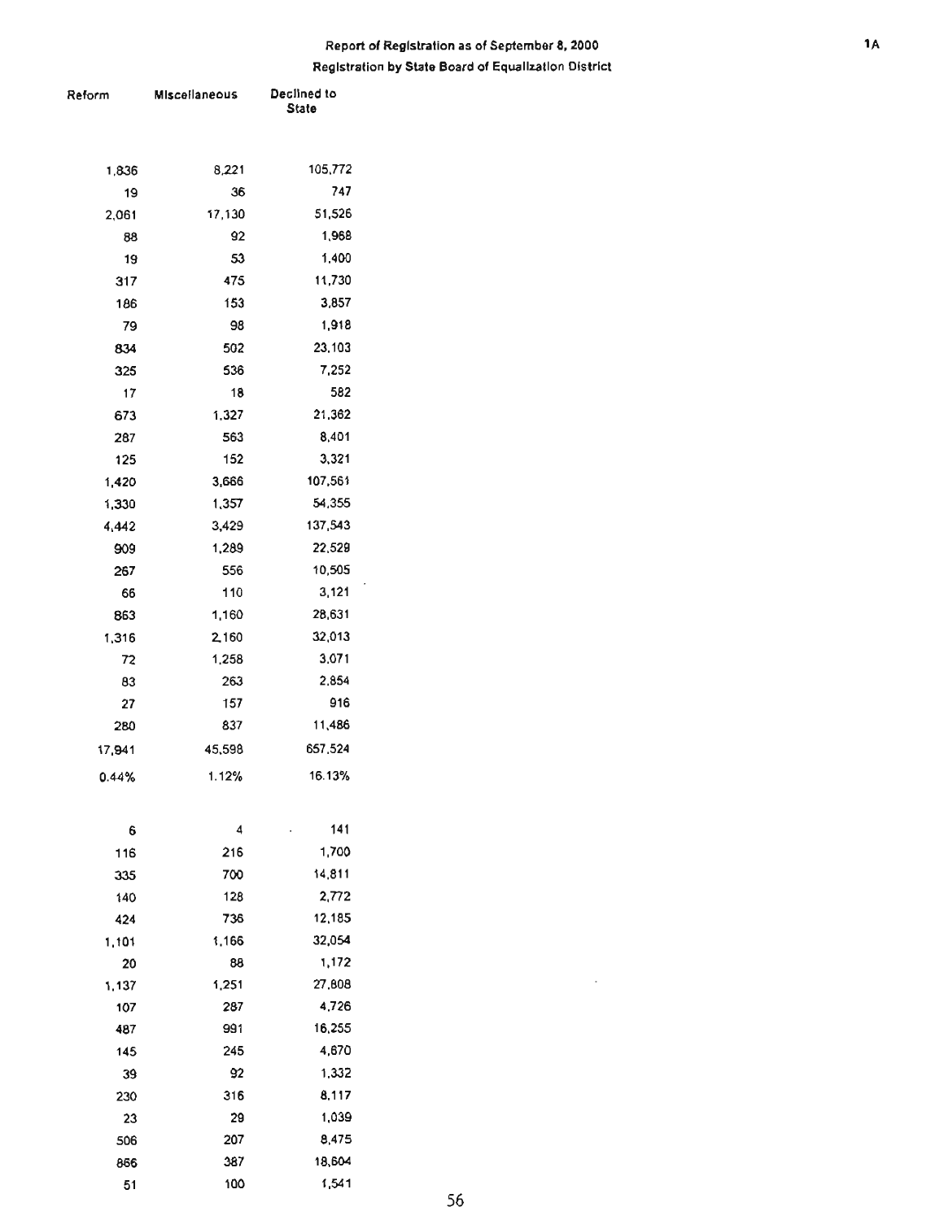# Report of Registration as of September 8, 2000

## Registration by State Board of Equalization District

| Reform | Miscellaneous | Declined to State |
|---|---|---|
| 1,836 | 8,221 | 105,772 |
| 19 | 36 | 747 |
| 2,061 | 17,130 | 51,526 |
| 88 | 92 | 1,968 |
| 19 | 53 | 1,400 |
| 317 | 475 | 11,730 |
| 186 | 153 | 3,857 |
| 79 | 98 | 1,918 |
| 834 | 502 | 23,103 |
| 325 | 536 | 7,252 |
| 17 | 18 | 582 |
| 673 | 1,327 | 21,362 |
| 287 | 563 | 8,401 |
| 125 | 152 | 3,321 |
| 1,420 | 3,666 | 107,561 |
| 1,330 | 1,357 | 54,355 |
| 4,442 | 3,429 | 137,543 |
| 909 | 1,289 | 22,529 |
| 267 | 556 | 10,505 |
| 66 | 110 | 3,121 |
| 863 | 1,160 | 28,631 |
| 1,316 | 2,160 | 32,013 |
| 72 | 1,258 | 3,071 |
| 83 | 263 | 2,854 |
| 27 | 157 | 916 |
| 280 | 837 | 11,486 |
| 17,941 | 45,598 | 657,524 |
| 0.44% | 1.12% | 16.13% |
| | | |
| 6 | 4 | 141 |
| 116 | 216 | 1,700 |
| 335 | 700 | 14,811 |
| 140 | 128 | 2,772 |
| 424 | 736 | 12,185 |
| 1,101 | 1,166 | 32,054 |
| 20 | 88 | 1,172 |
| 1,137 | 1,251 | 27,808 |
| 107 | 287 | 4,726 |
| 487 | 991 | 16,255 |
| 145 | 245 | 4,670 |
| 39 | 92 | 1,332 |
| 230 | 316 | 8,117 |
| 23 | 29 | 1,039 |
| 506 | 207 | 8,475 |
| 866 | 387 | 18,604 |
| 51 | 100 | 1,541 |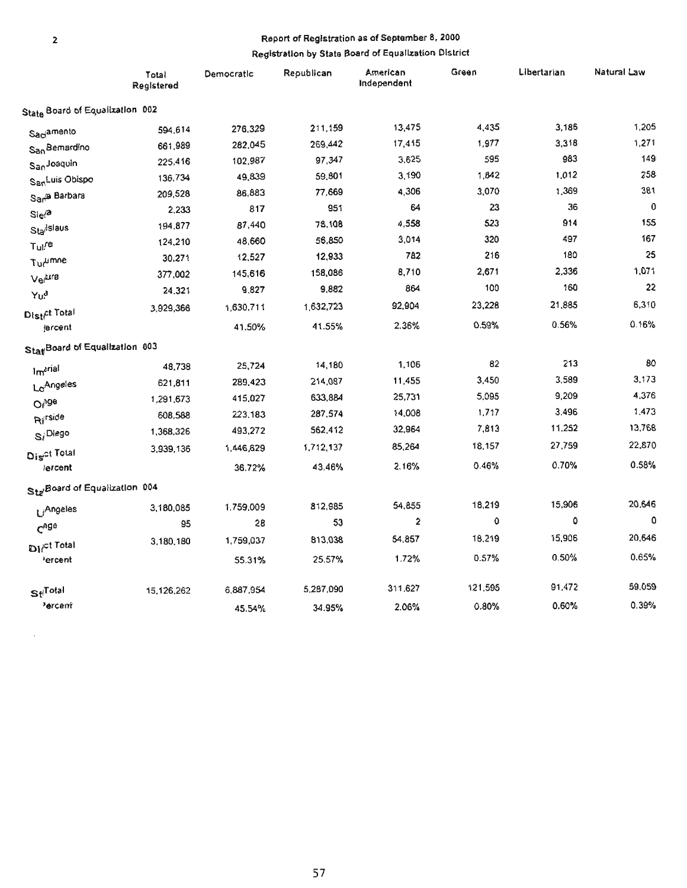# Report of Registration as of September 8, 2000

## Registration by State Board of Equalization District

| | Total Registered | Democratic | Republican | American Independent | Green | Libertarian | Natural Law |
|---|---|---|---|---|---|---|---|
| **State Board of Equalization 002** | | | | | | | |
| Sacramento | 594,614 | 276,329 | 211,159 | 13,475 | 4,435 | 3,186 | 1,205 |
| San Bernardino | 661,989 | 282,045 | 269,442 | 17,415 | 1,977 | 3,318 | 1,271 |
| San Joaquin | 225,416 | 102,987 | 97,347 | 3,625 | 595 | 983 | 149 |
| San Luis Obispo | 136,734 | 49,839 | 59,801 | 3,190 | 1,842 | 1,012 | 258 |
| Santa Barbara | 209,528 | 86,883 | 77,669 | 4,306 | 3,070 | 1,369 | 381 |
| Sierra | 2,233 | 817 | 951 | 64 | 23 | 36 | 0 |
| Stanislaus | 194,877 | 87,440 | 78,108 | 4,558 | 523 | 914 | 155 |
| Tulare | 124,210 | 48,660 | 56,850 | 3,014 | 320 | 497 | 167 |
| Tuolumne | 30,271 | 12,527 | 12,933 | 782 | 216 | 180 | 25 |
| Ventura | 377,002 | 145,616 | 158,086 | 8,710 | 2,671 | 2,336 | 1,071 |
| Yuba | 24,321 | 9,827 | 9,882 | 864 | 100 | 160 | 22 |
| District Total | 3,929,366 | 1,630,711 | 1,632,723 | 92,904 | 23,228 | 21,885 | 6,310 |
| Percent | | 41.50% | 41.55% | 2.36% | 0.59% | 0.56% | 0.16% |
| **State Board of Equalization 003** | | | | | | | |
| Imperial | 48,738 | 25,724 | 14,180 | 1,106 | 82 | 213 | 80 |
| Los Angeles | 621,811 | 289,423 | 214,087 | 11,455 | 3,450 | 3,589 | 3,173 |
| Orange | 1,291,673 | 415,027 | 633,884 | 25,731 | 5,095 | 9,209 | 4,376 |
| Riverside | 608,588 | 223,183 | 287,574 | 14,008 | 1,717 | 3,496 | 1,473 |
| San Diego | 1,368,326 | 493,272 | 562,412 | 32,964 | 7,813 | 11,252 | 13,768 |
| District Total | 3,939,136 | 1,446,629 | 1,712,137 | 85,264 | 18,157 | 27,759 | 22,870 |
| Percent | | 36.72% | 43.46% | 2.16% | 0.46% | 0.70% | 0.58% |
| **State Board of Equalization 004** | | | | | | | |
| Los Angeles | 3,180,085 | 1,759,009 | 812,985 | 54,855 | 18,219 | 15,906 | 20,646 |
| Orange | 95 | 28 | 53 | 2 | 0 | 0 | 0 |
| District Total | 3,180,180 | 1,759,037 | 813,038 | 54,857 | 18,219 | 15,906 | 20,646 |
| Percent | | 55.31% | 25.57% | 1.72% | 0.57% | 0.50% | 0.65% |
| State Total | 15,126,262 | 6,887,954 | 5,287,090 | 311,627 | 121,595 | 91,472 | 59,059 |
| Percent | | 45.54% | 34.95% | 2.06% | 0.80% | 0.60% | 0.39% |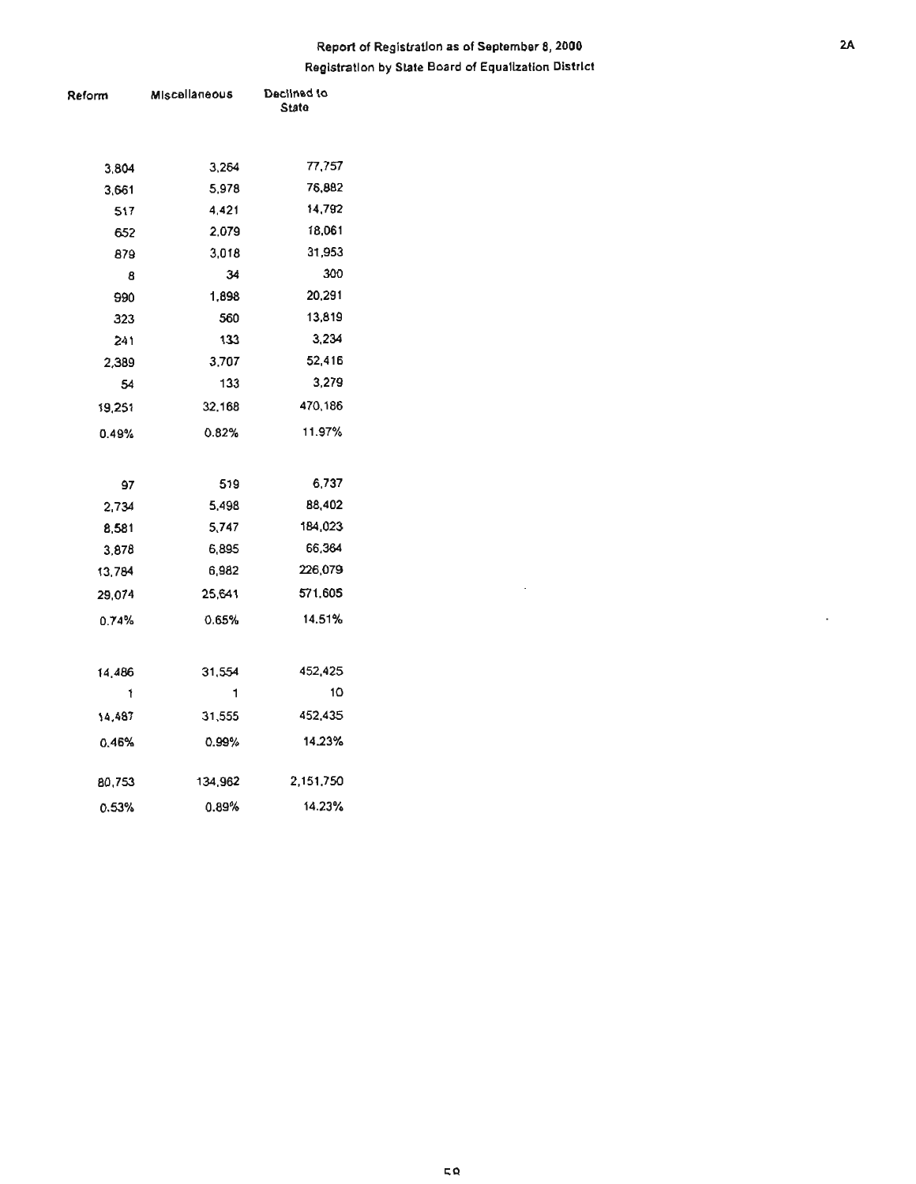# Report of Registration as of September 8, 2000

## Registration by State Board of Equalization District

| Reform | Miscellaneous | Declined to State |
|---|---|---|
| | | |
| 3,804 | 3,264 | 77,757 |
| 3,661 | 5,978 | 76,882 |
| 517 | 4,421 | 14,792 |
| 652 | 2,079 | 18,061 |
| 879 | 3,018 | 31,953 |
| 8 | 34 | 300 |
| 990 | 1,898 | 20,291 |
| 323 | 560 | 13,819 |
| 241 | 133 | 3,234 |
| 2,389 | 3,707 | 52,416 |
| 54 | 133 | 3,279 |
| 19,251 | 32,168 | 470,186 |
| 0.49% | 0.82% | 11.97% |
| | | |
| 97 | 519 | 6,737 |
| 2,734 | 5,498 | 88,402 |
| 8,581 | 5,747 | 184,023 |
| 3,878 | 6,895 | 66,364 |
| 13,784 | 6,982 | 226,079 |
| 29,074 | 25,641 | 571,605 |
| 0.74% | 0.65% | 14.51% |
| | | |
| 14,486 | 31,554 | 452,425 |
| 1 | 1 | 10 |
| 14,487 | 31,555 | 452,435 |
| 0.46% | 0.99% | 14.23% |
| | | |
| 80,753 | 134,962 | 2,151,750 |
| 0.53% | 0.89% | 14.23% |